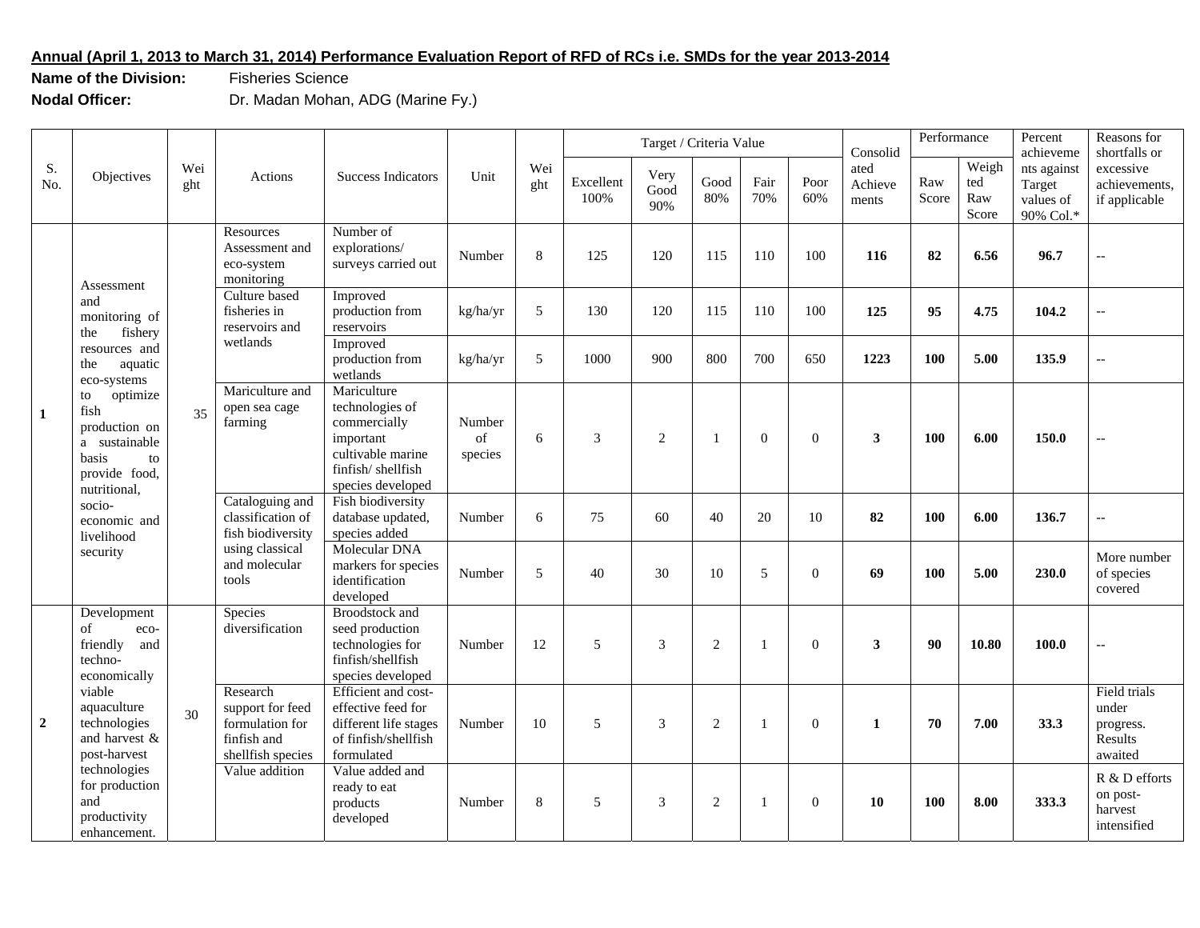**Annual (April 1, 2013 to March 31, 2014) Performance Evaluation Report of RFD of RCs i.e. SMDs for the year 2013-2014**

**Name of the Division:** Fisheries Science

**Nodal Officer:** Dr. Madan Mohan, ADG (Marine Fy.)

| S. No. | Objectives | Weight | Actions | Success Indicators | Unit | Weight | Target / Criteria Value | | | | | Consolidated Achievements | Performance | | Percent achievements against Target values of 90% Col.* | Reasons for shortfalls or excessive achievements, if applicable |
|---|---|---|---|---|---|---|---|---|---|---|---|---|---|---|---|---|
| | | | | | | | Excellent 100% | Very Good 90% | Good 80% | Fair 70% | Poor 60% | | Raw Score | Weighted Raw Score | | |
| 1 | Assessment and monitoring of the fishery resources and the aquatic eco-systems to optimize fish production on a sustainable basis to provide food, nutritional, socio-economic and livelihood security | 35 | Resources Assessment and eco-system monitoring | Number of explorations/ surveys carried out | Number | 8 | 125 | 120 | 115 | 110 | 100 | **116** | **82** | **6.56** | **96.7** | -- |
| | | | Culture based fisheries in reservoirs and wetlands | Improved production from reservoirs | kg/ha/yr | 5 | 130 | 120 | 115 | 110 | 100 | **125** | **95** | **4.75** | **104.2** | -- |
| | | | | Improved production from wetlands | kg/ha/yr | 5 | 1000 | 900 | 800 | 700 | 650 | **1223** | **100** | **5.00** | **135.9** | -- |
| | | | Mariculture and open sea cage farming | Mariculture technologies of commercially important cultivable marine finfish/ shellfish species developed | Number of species | 6 | 3 | 2 | 1 | 0 | 0 | **3** | **100** | **6.00** | **150.0** | -- |
| | | | Cataloguing and classification of fish biodiversity using classical and molecular tools | Fish biodiversity database updated, species added | Number | 6 | 75 | 60 | 40 | 20 | 10 | **82** | **100** | **6.00** | **136.7** | -- |
| | | | | Molecular DNA markers for species identification developed | Number | 5 | 40 | 30 | 10 | 5 | 0 | **69** | **100** | **5.00** | **230.0** | More number of species covered |
| 2 | Development of eco-friendly and techno-economically viable aquaculture technologies and harvest & post-harvest technologies for production and productivity enhancement. | 30 | Species diversification | Broodstock and seed production technologies for finfish/shellfish species developed | Number | 12 | 5 | 3 | 2 | 1 | 0 | **3** | **90** | **10.80** | **100.0** | -- |
| | | | Research support for feed formulation for finfish and shellfish species | Efficient and cost-effective feed for different life stages of finfish/shellfish formulated | Number | 10 | 5 | 3 | 2 | 1 | 0 | **1** | **70** | **7.00** | **33.3** | Field trials under progress. Results awaited |
| | | | Value addition | Value added and ready to eat products developed | Number | 8 | 5 | 3 | 2 | 1 | 0 | **10** | **100** | **8.00** | **333.3** | R & D efforts on post-harvest intensified |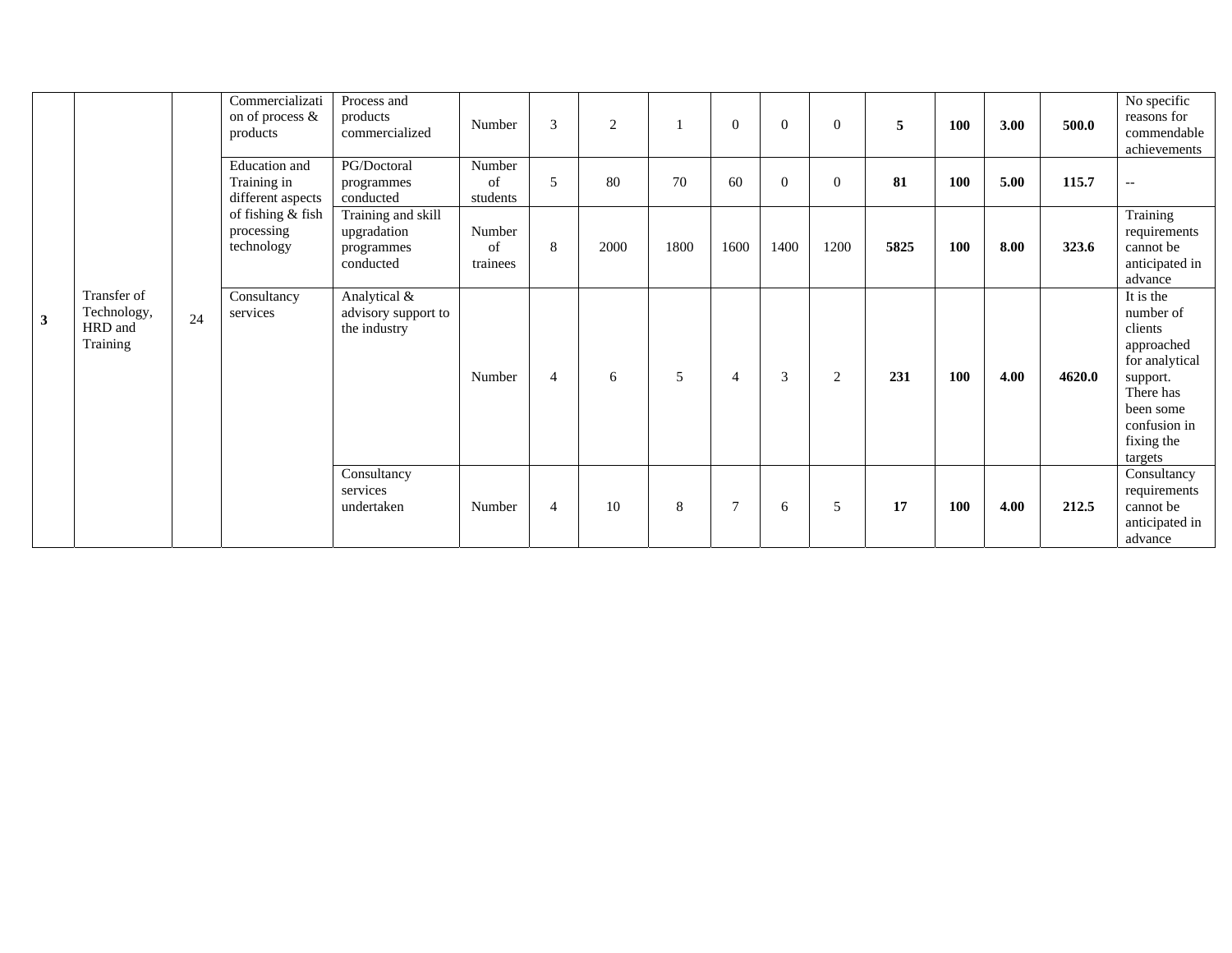| 3 | Transfer of Technology, HRD and Training | 24 | Commercialization of process & products | Process and products commercialized | Number | 3 | 2 | 1 | 0 | 0 | 0 | **5** | **100** | **3.00** | **500.0** | No specific reasons for commendable achievements |
|---|---|---|---|---|---|---|---|---|---|---|---|---|---|---|---|---|
| | | | Education and Training in different aspects of fishing & fish processing technology | PG/Doctoral programmes conducted | Number of students | 5 | 80 | 70 | 60 | 0 | 0 | **81** | **100** | **5.00** | **115.7** | -- |
| | | | | Training and skill upgradation programmes conducted | Number of trainees | 8 | 2000 | 1800 | 1600 | 1400 | 1200 | **5825** | **100** | **8.00** | **323.6** | Training requirements cannot be anticipated in advance |
| | | | Consultancy services | Analytical & advisory support to the industry | Number | 4 | 6 | 5 | 4 | 3 | 2 | **231** | **100** | **4.00** | **4620.0** | It is the number of clients approached for analytical support. There has been some confusion in fixing the targets |
| | | | | Consultancy services undertaken | Number | 4 | 10 | 8 | 7 | 6 | 5 | **17** | **100** | **4.00** | **212.5** | Consultancy requirements cannot be anticipated in advance |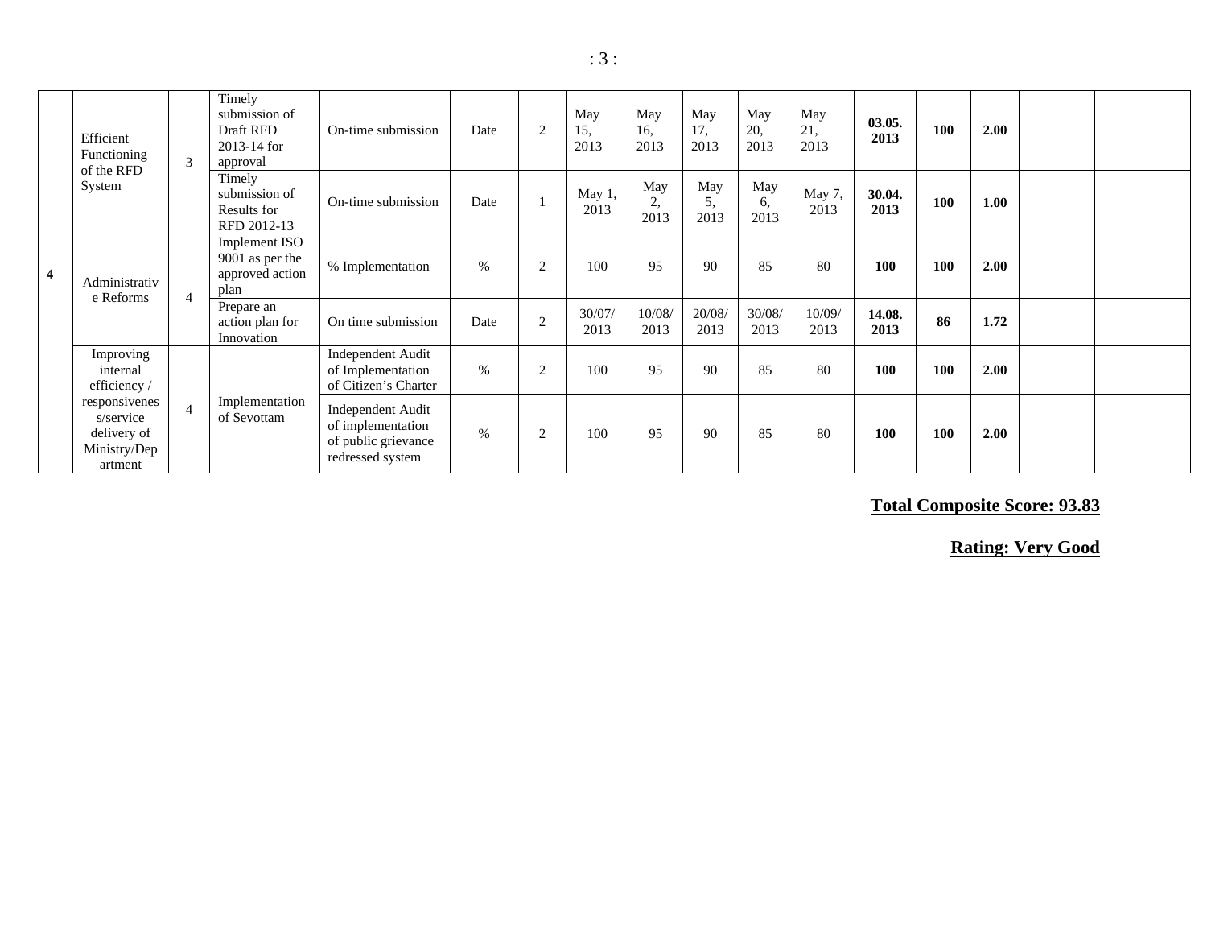| | | | | | | | | | | | | | | | | |
|---|---|---|---|---|---|---|---|---|---|---|---|---|---|---|---|---|
| 4 | Efficient Functioning of the RFD System | 3 | Timely submission of Draft RFD 2013-14 for approval | On-time submission | Date | 2 | May 15, 2013 | May 16, 2013 | May 17, 2013 | May 20, 2013 | May 21, 2013 | **03.05. 2013** | **100** | **2.00** | | |
| | | | Timely submission of Results for RFD 2012-13 | On-time submission | Date | 1 | May 1, 2013 | May 2, 2013 | May 5, 2013 | May 6, 2013 | May 7, 2013 | **30.04. 2013** | **100** | **1.00** | | |
| | Administrative Reforms | 4 | Implement ISO 9001 as per the approved action plan | % Implementation | % | 2 | 100 | 95 | 90 | 85 | 80 | **100** | **100** | **2.00** | | |
| | | | Prepare an action plan for Innovation | On time submission | Date | 2 | 30/07/ 2013 | 10/08/ 2013 | 20/08/ 2013 | 30/08/ 2013 | 10/09/ 2013 | **14.08. 2013** | **86** | **1.72** | | |
| | Improving internal efficiency / responsiveness/service delivery of Ministry/Department | 4 | Implementation of Sevottam | Independent Audit of Implementation of Citizen's Charter | % | 2 | 100 | 95 | 90 | 85 | 80 | **100** | **100** | **2.00** | | |
| | | | | Independent Audit of implementation of public grievance redressed system | % | 2 | 100 | 95 | 90 | 85 | 80 | **100** | **100** | **2.00** | | |

**Total Composite Score: 93.83**

**Rating: Very Good**